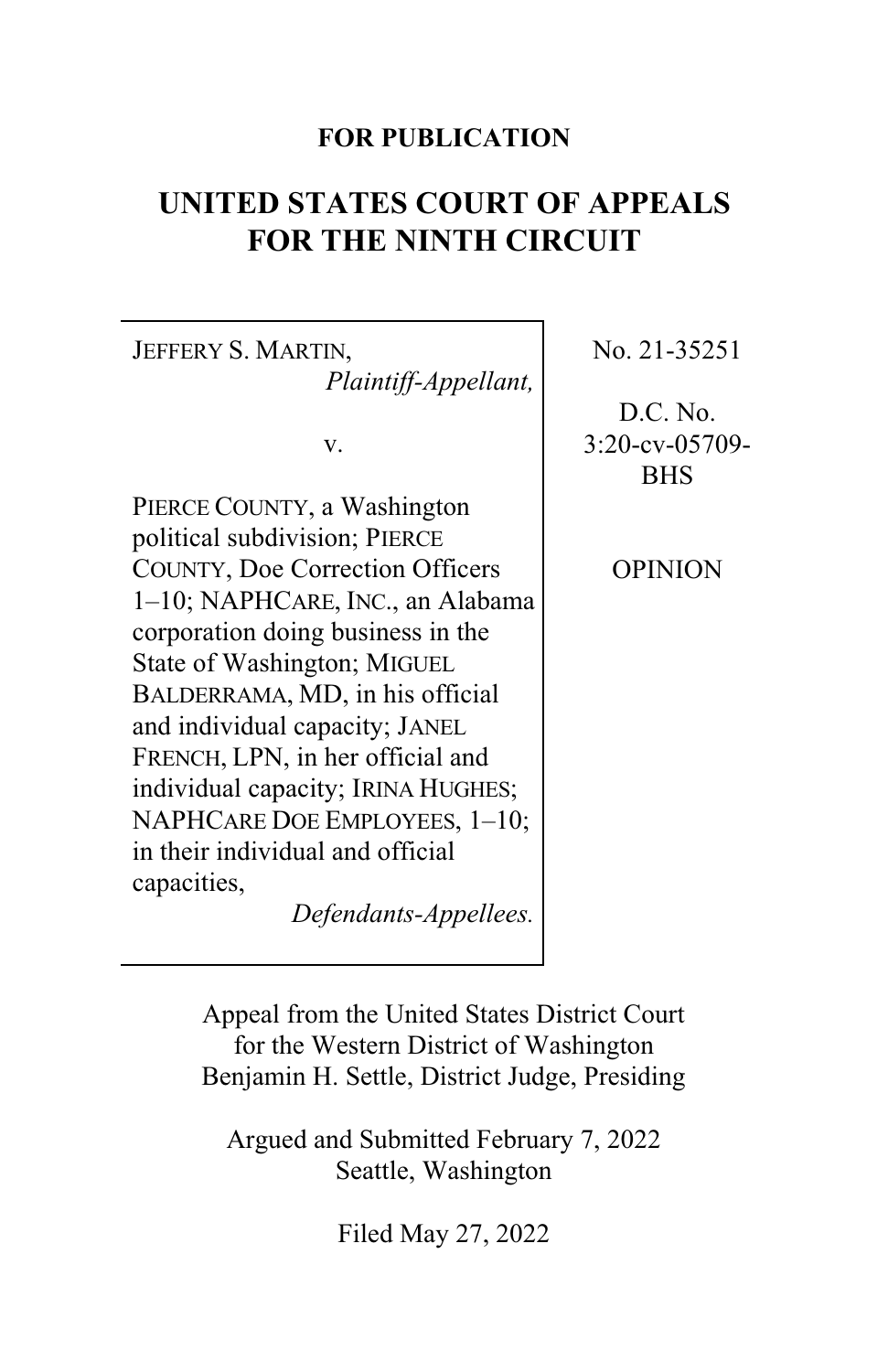**FOR PUBLICATION**

# UNITED STATES COURT OF APPEALS FOR THE NINTH CIRCUIT

| | |
|---|---|
| JEFFERY S. MARTIN, *Plaintiff-Appellant,*<br><br>v.<br><br>PIERCE COUNTY, a Washington political subdivision; PIERCE COUNTY, Doe Correction Officers 1–10; NAPHCARE, INC., an Alabama corporation doing business in the State of Washington; MIGUEL BALDERRAMA, MD, in his official and individual capacity; JANEL FRENCH, LPN, in her official and individual capacity; IRINA HUGHES; NAPHCARE DOE EMPLOYEES, 1–10; in their individual and official capacities, *Defendants-Appellees.* | No. 21-35251<br><br>D.C. No. 3:20-cv-05709-BHS<br><br>OPINION |

Appeal from the United States District Court for the Western District of Washington
Benjamin H. Settle, District Judge, Presiding

Argued and Submitted February 7, 2022
Seattle, Washington

Filed May 27, 2022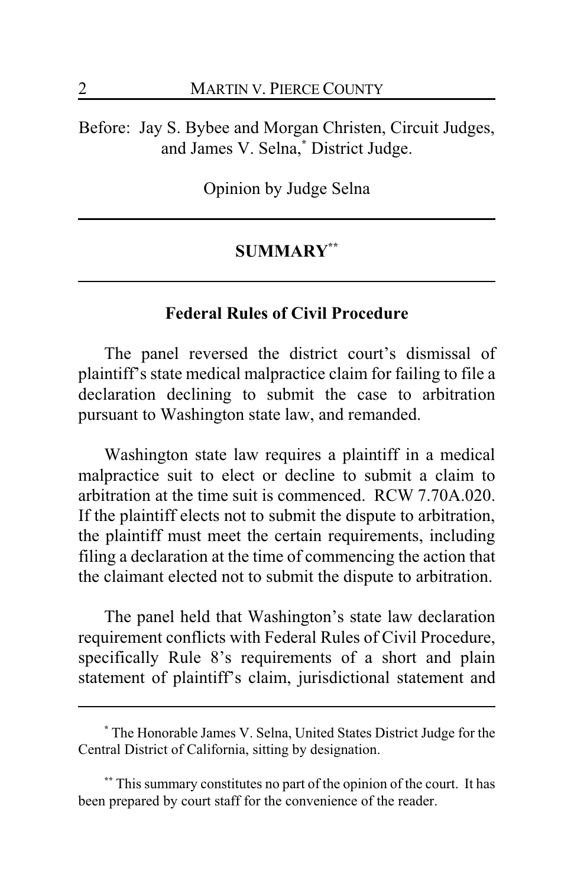Before: Jay S. Bybee and Morgan Christen, Circuit Judges, and James V. Selna,[*] District Judge.

Opinion by Judge Selna

## SUMMARY[**]

### Federal Rules of Civil Procedure

The panel reversed the district court's dismissal of plaintiff's state medical malpractice claim for failing to file a declaration declining to submit the case to arbitration pursuant to Washington state law, and remanded.

Washington state law requires a plaintiff in a medical malpractice suit to elect or decline to submit a claim to arbitration at the time suit is commenced. RCW 7.70A.020. If the plaintiff elects not to submit the dispute to arbitration, the plaintiff must meet the certain requirements, including filing a declaration at the time of commencing the action that the claimant elected not to submit the dispute to arbitration.

The panel held that Washington's state law declaration requirement conflicts with Federal Rules of Civil Procedure, specifically Rule 8's requirements of a short and plain statement of plaintiff's claim, jurisdictional statement and

---

[*] The Honorable James V. Selna, United States District Judge for the Central District of California, sitting by designation.

[**] This summary constitutes no part of the opinion of the court. It has been prepared by court staff for the convenience of the reader.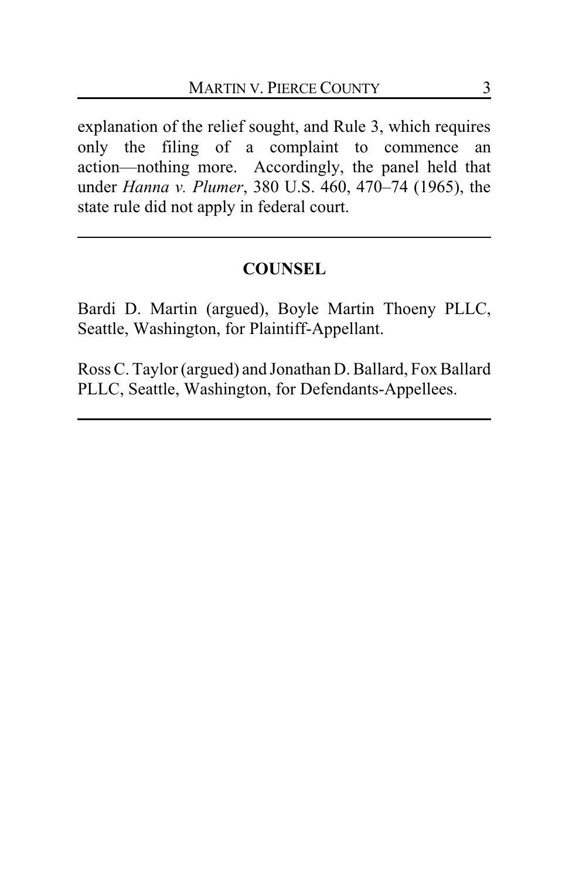explanation of the relief sought, and Rule 3, which requires only the filing of a complaint to commence an action—nothing more. Accordingly, the panel held that under *Hanna v. Plumer*, 380 U.S. 460, 470–74 (1965), the state rule did not apply in federal court.

---

## COUNSEL

Bardi D. Martin (argued), Boyle Martin Thoeny PLLC, Seattle, Washington, for Plaintiff-Appellant.

Ross C. Taylor (argued) and Jonathan D. Ballard, Fox Ballard PLLC, Seattle, Washington, for Defendants-Appellees.

---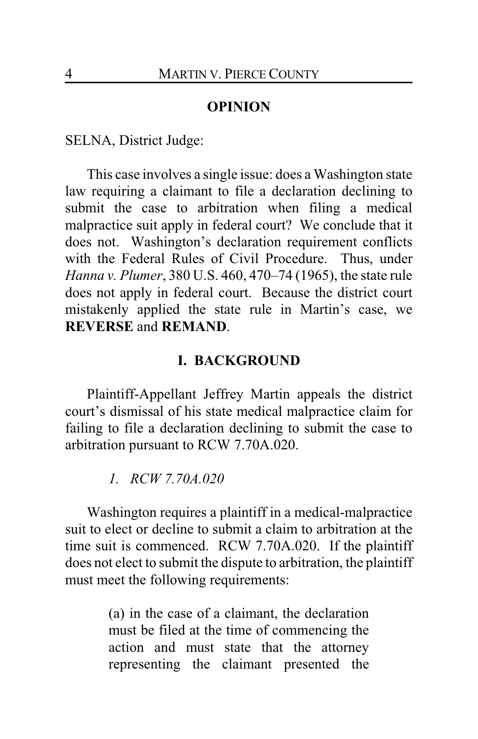## OPINION

SELNA, District Judge:

This case involves a single issue: does a Washington state law requiring a claimant to file a declaration declining to submit the case to arbitration when filing a medical malpractice suit apply in federal court? We conclude that it does not. Washington's declaration requirement conflicts with the Federal Rules of Civil Procedure. Thus, under *Hanna v. Plumer*, 380 U.S. 460, 470–74 (1965), the state rule does not apply in federal court. Because the district court mistakenly applied the state rule in Martin's case, we **REVERSE** and **REMAND**.

## I. BACKGROUND

Plaintiff-Appellant Jeffrey Martin appeals the district court's dismissal of his state medical malpractice claim for failing to file a declaration declining to submit the case to arbitration pursuant to RCW 7.70A.020.

### *1. RCW 7.70A.020*

Washington requires a plaintiff in a medical-malpractice suit to elect or decline to submit a claim to arbitration at the time suit is commenced. RCW 7.70A.020. If the plaintiff does not elect to submit the dispute to arbitration, the plaintiff must meet the following requirements:

> (a) in the case of a claimant, the declaration must be filed at the time of commencing the action and must state that the attorney representing the claimant presented the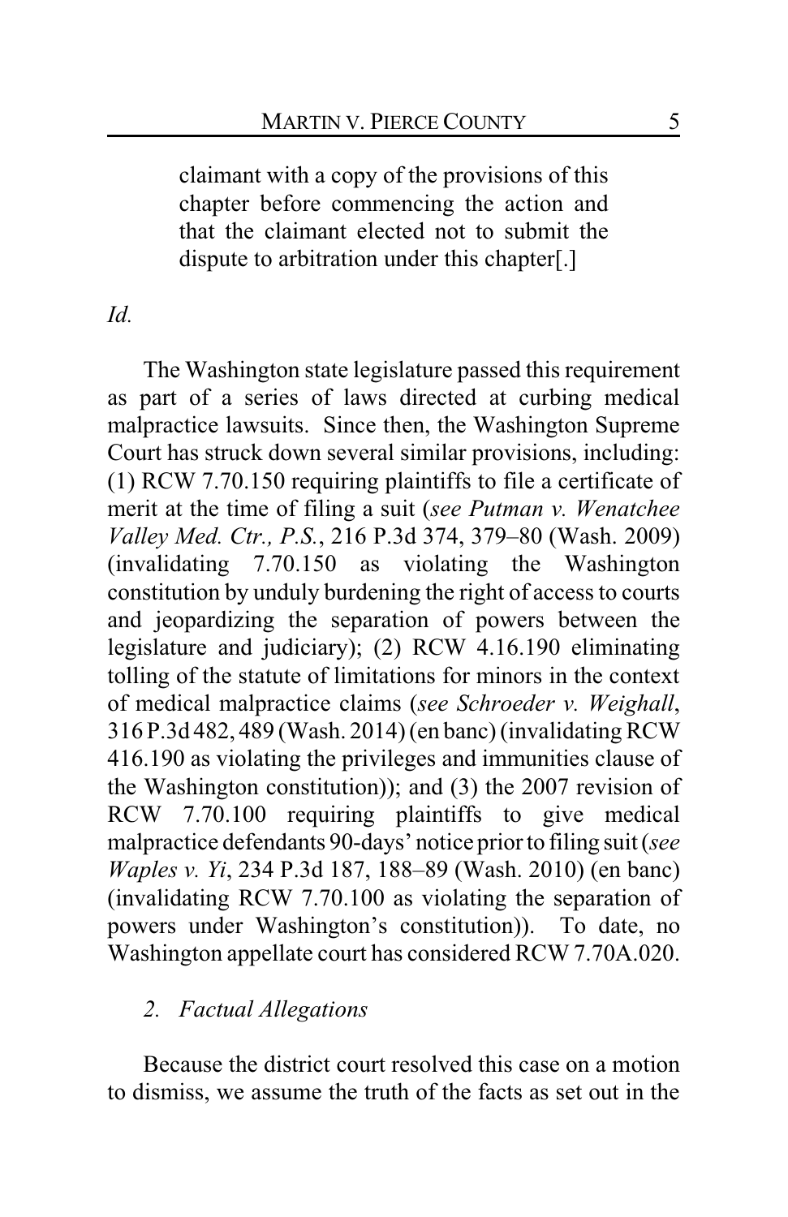> claimant with a copy of the provisions of this chapter before commencing the action and that the claimant elected not to submit the dispute to arbitration under this chapter[.]

*Id.*

The Washington state legislature passed this requirement as part of a series of laws directed at curbing medical malpractice lawsuits. Since then, the Washington Supreme Court has struck down several similar provisions, including: (1) RCW 7.70.150 requiring plaintiffs to file a certificate of merit at the time of filing a suit (*see Putman v. Wenatchee Valley Med. Ctr., P.S.*, 216 P.3d 374, 379–80 (Wash. 2009) (invalidating 7.70.150 as violating the Washington constitution by unduly burdening the right of access to courts and jeopardizing the separation of powers between the legislature and judiciary); (2) RCW 4.16.190 eliminating tolling of the statute of limitations for minors in the context of medical malpractice claims (*see Schroeder v. Weighall*, 316 P.3d 482, 489 (Wash. 2014) (en banc) (invalidating RCW 416.190 as violating the privileges and immunities clause of the Washington constitution)); and (3) the 2007 revision of RCW 7.70.100 requiring plaintiffs to give medical malpractice defendants 90-days' notice prior to filing suit (*see Waples v. Yi*, 234 P.3d 187, 188–89 (Wash. 2010) (en banc) (invalidating RCW 7.70.100 as violating the separation of powers under Washington's constitution)). To date, no Washington appellate court has considered RCW 7.70A.020.

### *2. Factual Allegations*

Because the district court resolved this case on a motion to dismiss, we assume the truth of the facts as set out in the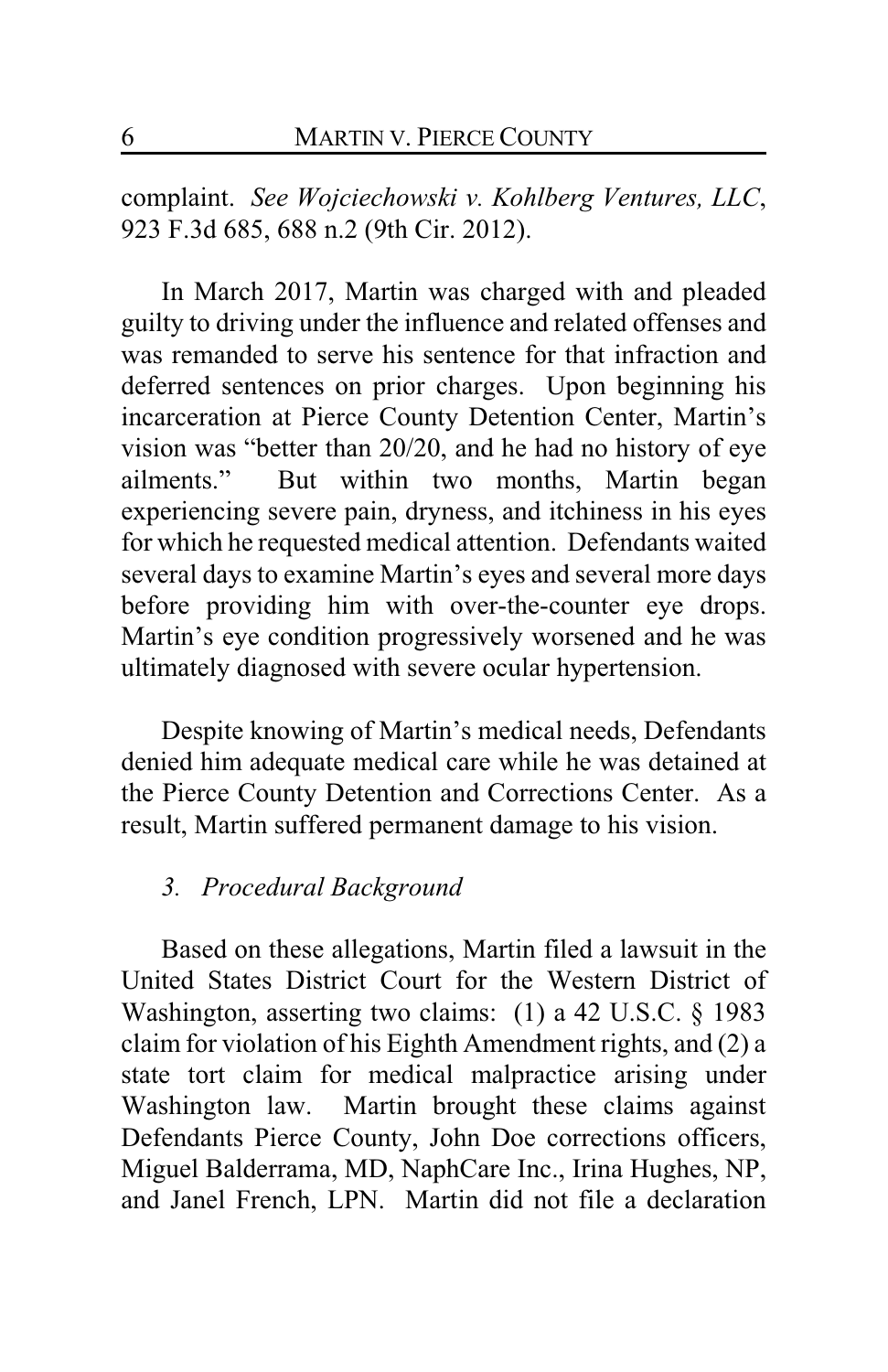complaint. *See Wojciechowski v. Kohlberg Ventures, LLC*, 923 F.3d 685, 688 n.2 (9th Cir. 2012).

In March 2017, Martin was charged with and pleaded guilty to driving under the influence and related offenses and was remanded to serve his sentence for that infraction and deferred sentences on prior charges. Upon beginning his incarceration at Pierce County Detention Center, Martin's vision was "better than 20/20, and he had no history of eye ailments." But within two months, Martin began experiencing severe pain, dryness, and itchiness in his eyes for which he requested medical attention. Defendants waited several days to examine Martin's eyes and several more days before providing him with over-the-counter eye drops. Martin's eye condition progressively worsened and he was ultimately diagnosed with severe ocular hypertension.

Despite knowing of Martin's medical needs, Defendants denied him adequate medical care while he was detained at the Pierce County Detention and Corrections Center. As a result, Martin suffered permanent damage to his vision.

### *3. Procedural Background*

Based on these allegations, Martin filed a lawsuit in the United States District Court for the Western District of Washington, asserting two claims: (1) a 42 U.S.C. § 1983 claim for violation of his Eighth Amendment rights, and (2) a state tort claim for medical malpractice arising under Washington law. Martin brought these claims against Defendants Pierce County, John Doe corrections officers, Miguel Balderrama, MD, NaphCare Inc., Irina Hughes, NP, and Janel French, LPN. Martin did not file a declaration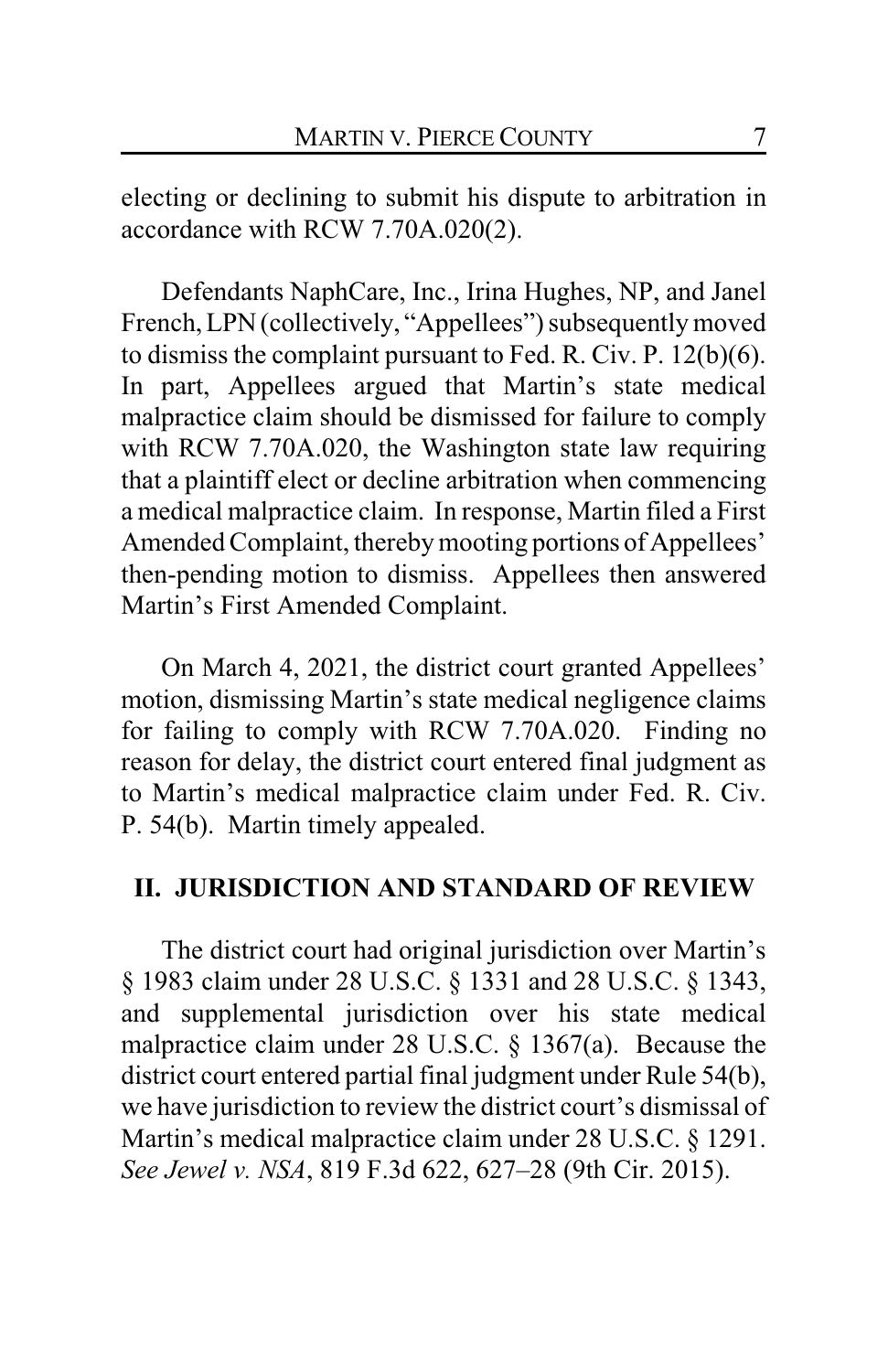electing or declining to submit his dispute to arbitration in accordance with RCW 7.70A.020(2).

Defendants NaphCare, Inc., Irina Hughes, NP, and Janel French, LPN (collectively, "Appellees") subsequently moved to dismiss the complaint pursuant to Fed. R. Civ. P. 12(b)(6). In part, Appellees argued that Martin's state medical malpractice claim should be dismissed for failure to comply with RCW 7.70A.020, the Washington state law requiring that a plaintiff elect or decline arbitration when commencing a medical malpractice claim. In response, Martin filed a First Amended Complaint, thereby mooting portions of Appellees' then-pending motion to dismiss. Appellees then answered Martin's First Amended Complaint.

On March 4, 2021, the district court granted Appellees' motion, dismissing Martin's state medical negligence claims for failing to comply with RCW 7.70A.020. Finding no reason for delay, the district court entered final judgment as to Martin's medical malpractice claim under Fed. R. Civ. P. 54(b). Martin timely appealed.

## II. JURISDICTION AND STANDARD OF REVIEW

The district court had original jurisdiction over Martin's § 1983 claim under 28 U.S.C. § 1331 and 28 U.S.C. § 1343, and supplemental jurisdiction over his state medical malpractice claim under 28 U.S.C. § 1367(a). Because the district court entered partial final judgment under Rule 54(b), we have jurisdiction to review the district court's dismissal of Martin's medical malpractice claim under 28 U.S.C. § 1291. *See Jewel v. NSA*, 819 F.3d 622, 627–28 (9th Cir. 2015).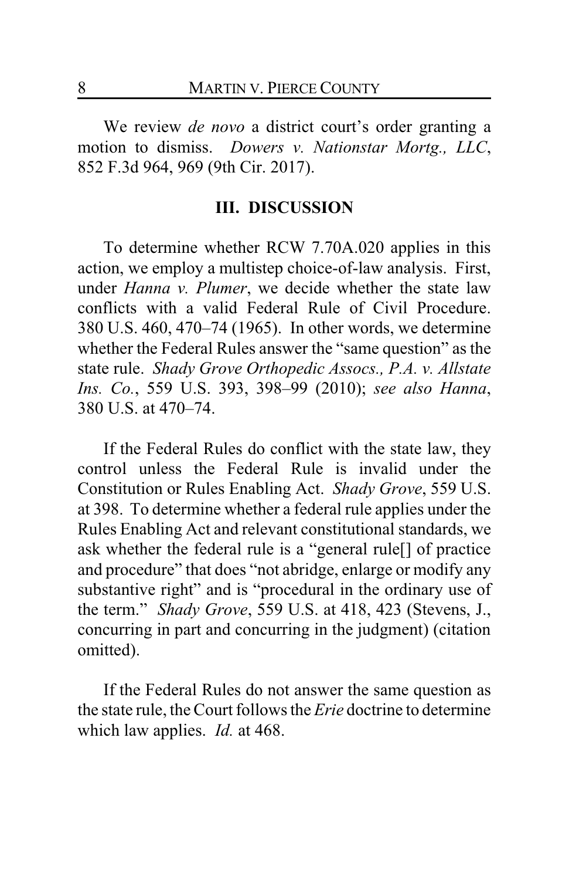We review *de novo* a district court's order granting a motion to dismiss. *Dowers v. Nationstar Mortg., LLC*, 852 F.3d 964, 969 (9th Cir. 2017).

## III. DISCUSSION

To determine whether RCW 7.70A.020 applies in this action, we employ a multistep choice-of-law analysis. First, under *Hanna v. Plumer*, we decide whether the state law conflicts with a valid Federal Rule of Civil Procedure. 380 U.S. 460, 470–74 (1965). In other words, we determine whether the Federal Rules answer the "same question" as the state rule. *Shady Grove Orthopedic Assocs., P.A. v. Allstate Ins. Co.*, 559 U.S. 393, 398–99 (2010); *see also Hanna*, 380 U.S. at 470–74.

If the Federal Rules do conflict with the state law, they control unless the Federal Rule is invalid under the Constitution or Rules Enabling Act. *Shady Grove*, 559 U.S. at 398. To determine whether a federal rule applies under the Rules Enabling Act and relevant constitutional standards, we ask whether the federal rule is a "general rule[] of practice and procedure" that does "not abridge, enlarge or modify any substantive right" and is "procedural in the ordinary use of the term." *Shady Grove*, 559 U.S. at 418, 423 (Stevens, J., concurring in part and concurring in the judgment) (citation omitted).

If the Federal Rules do not answer the same question as the state rule, the Court follows the *Erie* doctrine to determine which law applies. *Id.* at 468.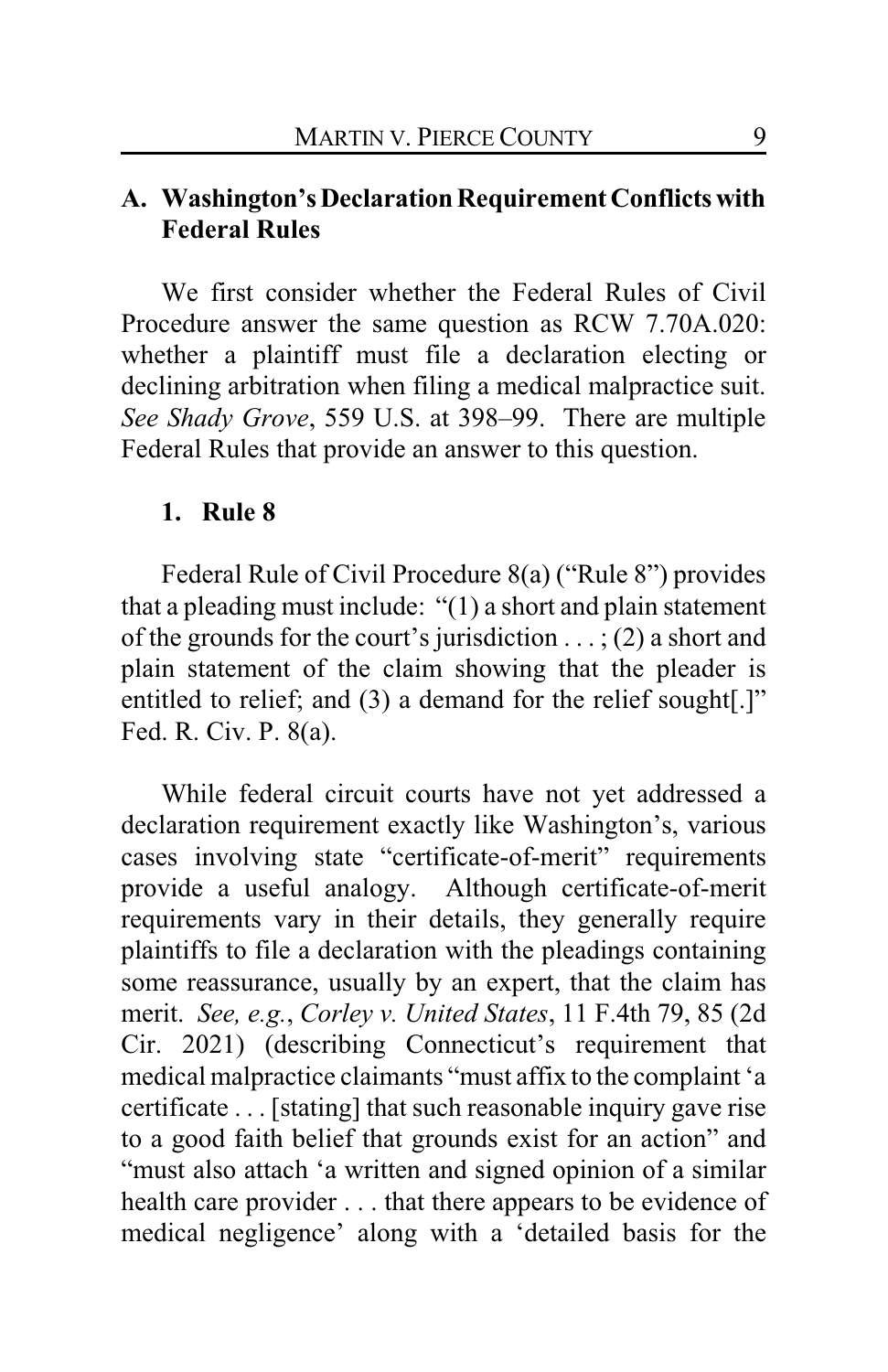### A. Washington's Declaration Requirement Conflicts with Federal Rules

We first consider whether the Federal Rules of Civil Procedure answer the same question as RCW 7.70A.020: whether a plaintiff must file a declaration electing or declining arbitration when filing a medical malpractice suit. *See Shady Grove*, 559 U.S. at 398–99. There are multiple Federal Rules that provide an answer to this question.

#### 1. Rule 8

Federal Rule of Civil Procedure 8(a) ("Rule 8") provides that a pleading must include: "(1) a short and plain statement of the grounds for the court's jurisdiction . . . ; (2) a short and plain statement of the claim showing that the pleader is entitled to relief; and (3) a demand for the relief sought[.]" Fed. R. Civ. P. 8(a).

While federal circuit courts have not yet addressed a declaration requirement exactly like Washington's, various cases involving state "certificate-of-merit" requirements provide a useful analogy. Although certificate-of-merit requirements vary in their details, they generally require plaintiffs to file a declaration with the pleadings containing some reassurance, usually by an expert, that the claim has merit. *See, e.g.*, *Corley v. United States*, 11 F.4th 79, 85 (2d Cir. 2021) (describing Connecticut's requirement that medical malpractice claimants "must affix to the complaint 'a certificate . . . [stating] that such reasonable inquiry gave rise to a good faith belief that grounds exist for an action" and "must also attach 'a written and signed opinion of a similar health care provider . . . that there appears to be evidence of medical negligence' along with a 'detailed basis for the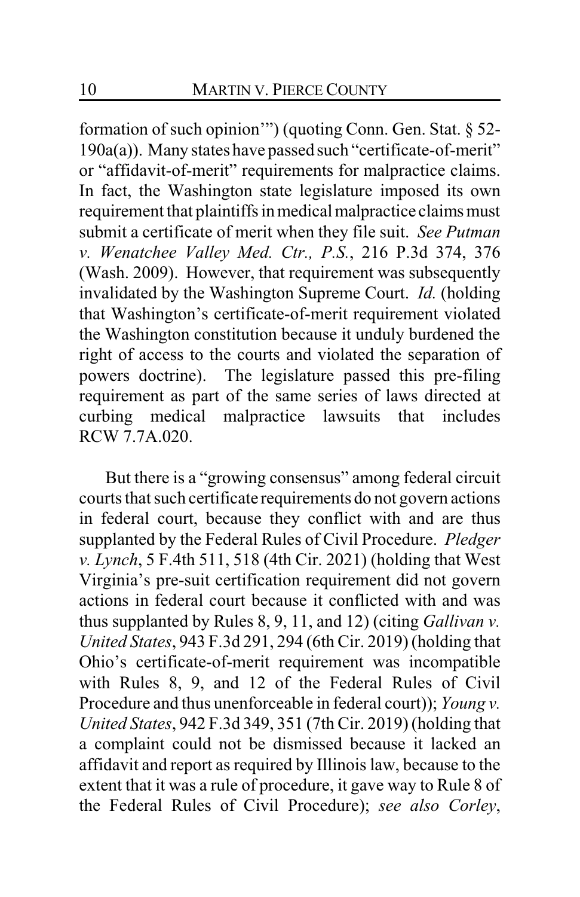formation of such opinion'") (quoting Conn. Gen. Stat. § 52-190a(a)). Many states have passed such "certificate-of-merit" or "affidavit-of-merit" requirements for malpractice claims. In fact, the Washington state legislature imposed its own requirement that plaintiffs in medical malpractice claims must submit a certificate of merit when they file suit. *See Putman v. Wenatchee Valley Med. Ctr., P.S.*, 216 P.3d 374, 376 (Wash. 2009). However, that requirement was subsequently invalidated by the Washington Supreme Court. *Id.* (holding that Washington's certificate-of-merit requirement violated the Washington constitution because it unduly burdened the right of access to the courts and violated the separation of powers doctrine). The legislature passed this pre-filing requirement as part of the same series of laws directed at curbing medical malpractice lawsuits that includes RCW 7.7A.020.

But there is a "growing consensus" among federal circuit courts that such certificate requirements do not govern actions in federal court, because they conflict with and are thus supplanted by the Federal Rules of Civil Procedure. *Pledger v. Lynch*, 5 F.4th 511, 518 (4th Cir. 2021) (holding that West Virginia's pre-suit certification requirement did not govern actions in federal court because it conflicted with and was thus supplanted by Rules 8, 9, 11, and 12) (citing *Gallivan v. United States*, 943 F.3d 291, 294 (6th Cir. 2019) (holding that Ohio's certificate-of-merit requirement was incompatible with Rules 8, 9, and 12 of the Federal Rules of Civil Procedure and thus unenforceable in federal court)); *Young v. United States*, 942 F.3d 349, 351 (7th Cir. 2019) (holding that a complaint could not be dismissed because it lacked an affidavit and report as required by Illinois law, because to the extent that it was a rule of procedure, it gave way to Rule 8 of the Federal Rules of Civil Procedure); *see also Corley*,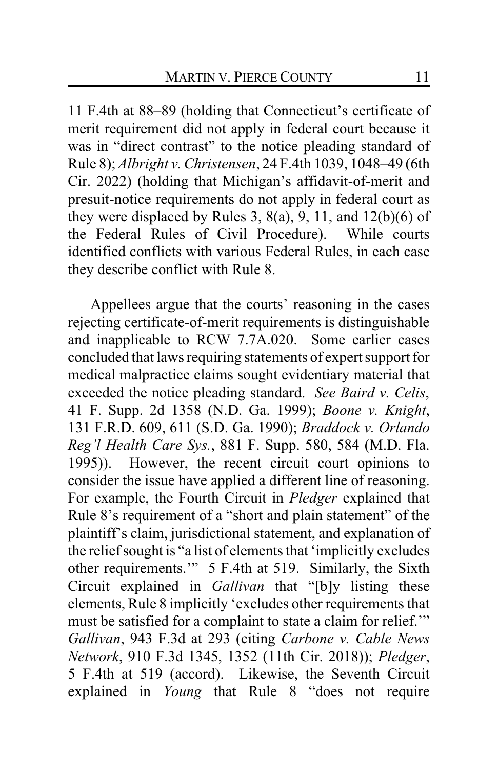11 F.4th at 88–89 (holding that Connecticut's certificate of merit requirement did not apply in federal court because it was in "direct contrast" to the notice pleading standard of Rule 8); *Albright v. Christensen*, 24 F.4th 1039, 1048–49 (6th Cir. 2022) (holding that Michigan's affidavit-of-merit and presuit-notice requirements do not apply in federal court as they were displaced by Rules 3, 8(a), 9, 11, and 12(b)(6) of the Federal Rules of Civil Procedure). While courts identified conflicts with various Federal Rules, in each case they describe conflict with Rule 8.

Appellees argue that the courts' reasoning in the cases rejecting certificate-of-merit requirements is distinguishable and inapplicable to RCW 7.7A.020. Some earlier cases concluded that laws requiring statements of expert support for medical malpractice claims sought evidentiary material that exceeded the notice pleading standard. *See Baird v. Celis*, 41 F. Supp. 2d 1358 (N.D. Ga. 1999); *Boone v. Knight*, 131 F.R.D. 609, 611 (S.D. Ga. 1990); *Braddock v. Orlando Reg'l Health Care Sys.*, 881 F. Supp. 580, 584 (M.D. Fla. 1995)). However, the recent circuit court opinions to consider the issue have applied a different line of reasoning. For example, the Fourth Circuit in *Pledger* explained that Rule 8's requirement of a "short and plain statement" of the plaintiff's claim, jurisdictional statement, and explanation of the relief sought is "a list of elements that 'implicitly excludes other requirements.'" 5 F.4th at 519. Similarly, the Sixth Circuit explained in *Gallivan* that "[b]y listing these elements, Rule 8 implicitly 'excludes other requirements that must be satisfied for a complaint to state a claim for relief.'" *Gallivan*, 943 F.3d at 293 (citing *Carbone v. Cable News Network*, 910 F.3d 1345, 1352 (11th Cir. 2018)); *Pledger*, 5 F.4th at 519 (accord). Likewise, the Seventh Circuit explained in *Young* that Rule 8 "does not require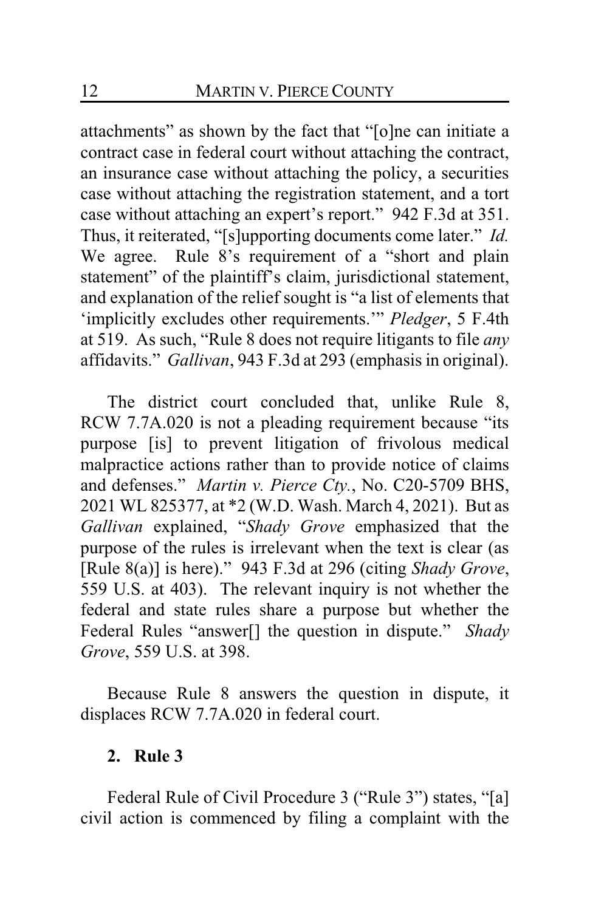attachments" as shown by the fact that "[o]ne can initiate a contract case in federal court without attaching the contract, an insurance case without attaching the policy, a securities case without attaching the registration statement, and a tort case without attaching an expert's report." 942 F.3d at 351. Thus, it reiterated, "[s]upporting documents come later." *Id.* We agree. Rule 8's requirement of a "short and plain statement" of the plaintiff's claim, jurisdictional statement, and explanation of the relief sought is "a list of elements that 'implicitly excludes other requirements.'" *Pledger*, 5 F.4th at 519. As such, "Rule 8 does not require litigants to file *any* affidavits." *Gallivan*, 943 F.3d at 293 (emphasis in original).

The district court concluded that, unlike Rule 8, RCW 7.7A.020 is not a pleading requirement because "its purpose [is] to prevent litigation of frivolous medical malpractice actions rather than to provide notice of claims and defenses." *Martin v. Pierce Cty.*, No. C20-5709 BHS, 2021 WL 825377, at *2 (W.D. Wash. March 4, 2021). But as *Gallivan* explained, "*Shady Grove* emphasized that the purpose of the rules is irrelevant when the text is clear (as [Rule 8(a)] is here)." 943 F.3d at 296 (citing *Shady Grove*, 559 U.S. at 403). The relevant inquiry is not whether the federal and state rules share a purpose but whether the Federal Rules "answer[] the question in dispute." *Shady Grove*, 559 U.S. at 398.

Because Rule 8 answers the question in dispute, it displaces RCW 7.7A.020 in federal court.

**2. Rule 3**

Federal Rule of Civil Procedure 3 ("Rule 3") states, "[a] civil action is commenced by filing a complaint with the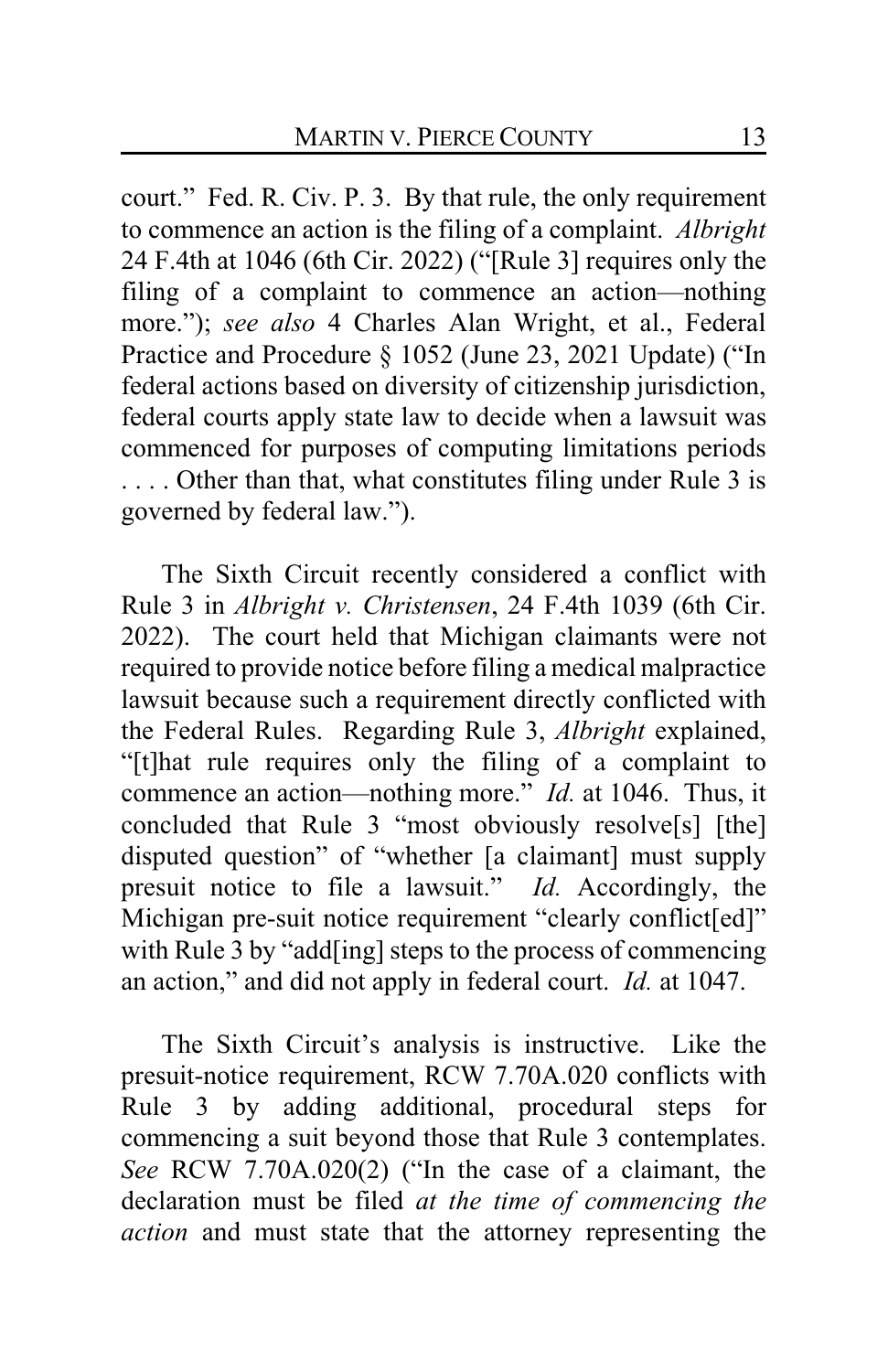court." Fed. R. Civ. P. 3. By that rule, the only requirement to commence an action is the filing of a complaint. *Albright* 24 F.4th at 1046 (6th Cir. 2022) ("[Rule 3] requires only the filing of a complaint to commence an action—nothing more."); *see also* 4 Charles Alan Wright, et al., Federal Practice and Procedure § 1052 (June 23, 2021 Update) ("In federal actions based on diversity of citizenship jurisdiction, federal courts apply state law to decide when a lawsuit was commenced for purposes of computing limitations periods . . . . Other than that, what constitutes filing under Rule 3 is governed by federal law.").

The Sixth Circuit recently considered a conflict with Rule 3 in *Albright v. Christensen*, 24 F.4th 1039 (6th Cir. 2022). The court held that Michigan claimants were not required to provide notice before filing a medical malpractice lawsuit because such a requirement directly conflicted with the Federal Rules. Regarding Rule 3, *Albright* explained, "[t]hat rule requires only the filing of a complaint to commence an action—nothing more." *Id.* at 1046. Thus, it concluded that Rule 3 "most obviously resolve[s] [the] disputed question" of "whether [a claimant] must supply presuit notice to file a lawsuit." *Id.* Accordingly, the Michigan pre-suit notice requirement "clearly conflict[ed]" with Rule 3 by "add[ing] steps to the process of commencing an action," and did not apply in federal court. *Id.* at 1047.

The Sixth Circuit's analysis is instructive. Like the presuit-notice requirement, RCW 7.70A.020 conflicts with Rule 3 by adding additional, procedural steps for commencing a suit beyond those that Rule 3 contemplates. *See* RCW 7.70A.020(2) ("In the case of a claimant, the declaration must be filed *at the time of commencing the action* and must state that the attorney representing the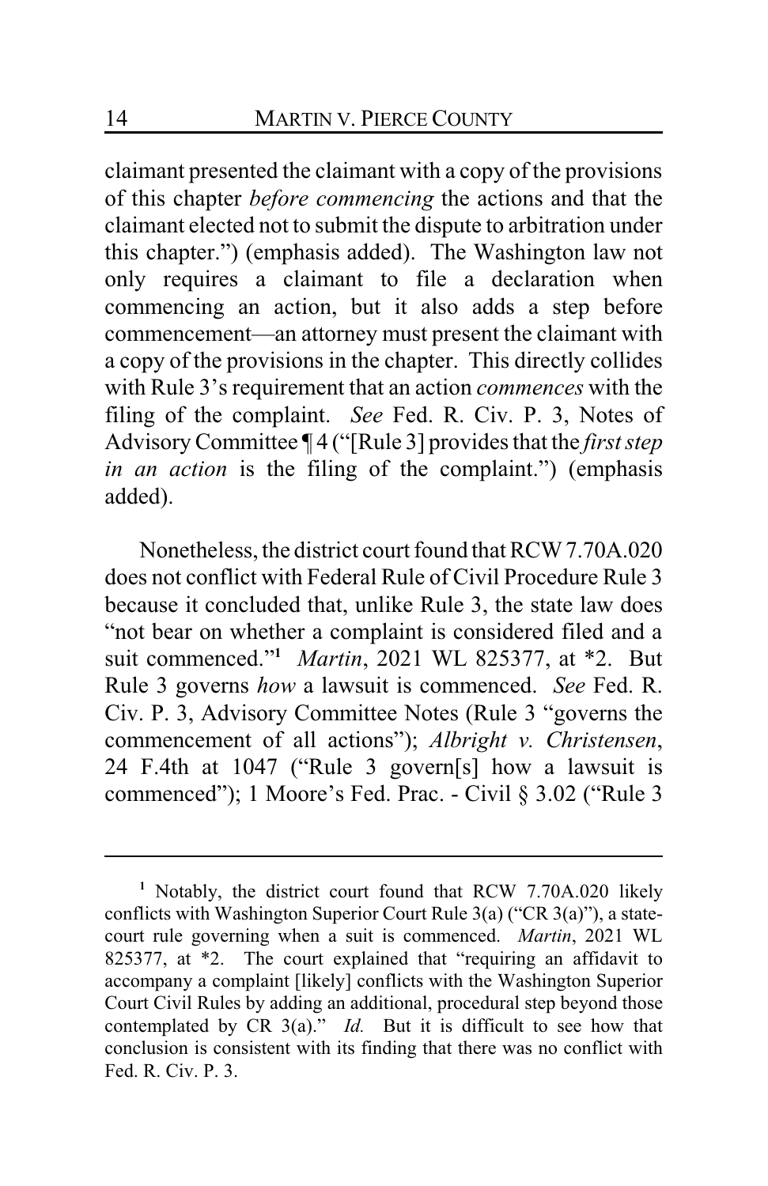claimant presented the claimant with a copy of the provisions of this chapter *before commencing* the actions and that the claimant elected not to submit the dispute to arbitration under this chapter.") (emphasis added). The Washington law not only requires a claimant to file a declaration when commencing an action, but it also adds a step before commencement—an attorney must present the claimant with a copy of the provisions in the chapter. This directly collides with Rule 3's requirement that an action *commences* with the filing of the complaint. *See* Fed. R. Civ. P. 3, Notes of Advisory Committee ¶ 4 ("[Rule 3] provides that the *first step in an action* is the filing of the complaint.") (emphasis added).

Nonetheless, the district court found that RCW 7.70A.020 does not conflict with Federal Rule of Civil Procedure Rule 3 because it concluded that, unlike Rule 3, the state law does "not bear on whether a complaint is considered filed and a suit commenced."[1] *Martin*, 2021 WL 825377, at *2. But Rule 3 governs *how* a lawsuit is commenced. *See* Fed. R. Civ. P. 3, Advisory Committee Notes (Rule 3 "governs the commencement of all actions"); *Albright v. Christensen*, 24 F.4th at 1047 ("Rule 3 govern[s] how a lawsuit is commenced"); 1 Moore's Fed. Prac. - Civil § 3.02 ("Rule 3

---

[1] Notably, the district court found that RCW 7.70A.020 likely conflicts with Washington Superior Court Rule 3(a) ("CR 3(a)"), a state-court rule governing when a suit is commenced. *Martin*, 2021 WL 825377, at *2. The court explained that "requiring an affidavit to accompany a complaint [likely] conflicts with the Washington Superior Court Civil Rules by adding an additional, procedural step beyond those contemplated by CR 3(a)." *Id.* But it is difficult to see how that conclusion is consistent with its finding that there was no conflict with Fed. R. Civ. P. 3.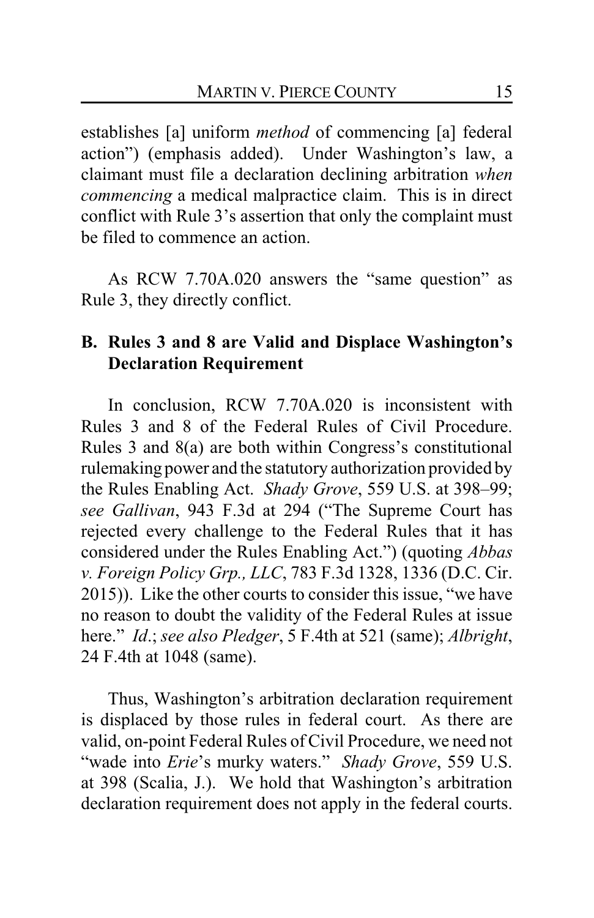establishes [a] uniform *method* of commencing [a] federal action") (emphasis added). Under Washington's law, a claimant must file a declaration declining arbitration *when commencing* a medical malpractice claim. This is in direct conflict with Rule 3's assertion that only the complaint must be filed to commence an action.

As RCW 7.70A.020 answers the "same question" as Rule 3, they directly conflict.

### B. Rules 3 and 8 are Valid and Displace Washington's Declaration Requirement

In conclusion, RCW 7.70A.020 is inconsistent with Rules 3 and 8 of the Federal Rules of Civil Procedure. Rules 3 and 8(a) are both within Congress's constitutional rulemaking power and the statutory authorization provided by the Rules Enabling Act. *Shady Grove*, 559 U.S. at 398–99; *see Gallivan*, 943 F.3d at 294 ("The Supreme Court has rejected every challenge to the Federal Rules that it has considered under the Rules Enabling Act.") (quoting *Abbas v. Foreign Policy Grp., LLC*, 783 F.3d 1328, 1336 (D.C. Cir. 2015)). Like the other courts to consider this issue, "we have no reason to doubt the validity of the Federal Rules at issue here." *Id*.; *see also Pledger*, 5 F.4th at 521 (same); *Albright*, 24 F.4th at 1048 (same).

Thus, Washington's arbitration declaration requirement is displaced by those rules in federal court. As there are valid, on-point Federal Rules of Civil Procedure, we need not "wade into *Erie*'s murky waters." *Shady Grove*, 559 U.S. at 398 (Scalia, J.). We hold that Washington's arbitration declaration requirement does not apply in the federal courts.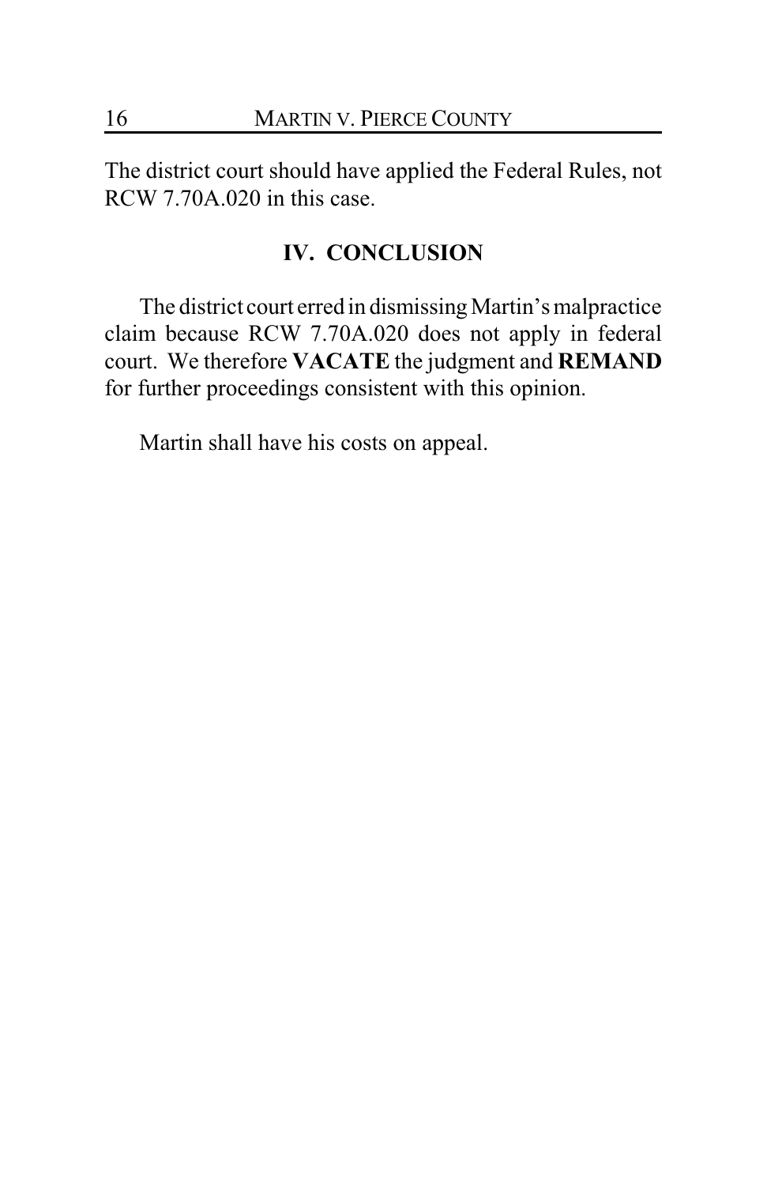The district court should have applied the Federal Rules, not RCW 7.70A.020 in this case.

## IV. CONCLUSION

The district court erred in dismissing Martin's malpractice claim because RCW 7.70A.020 does not apply in federal court. We therefore **VACATE** the judgment and **REMAND** for further proceedings consistent with this opinion.

Martin shall have his costs on appeal.